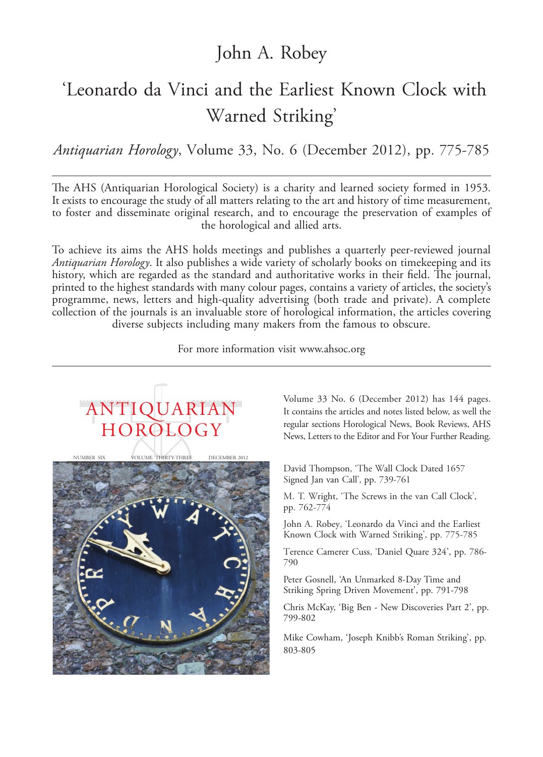# John A. Robey

## 'Leonardo da Vinci and the Earliest Known Clock with Warned Striking'

*Antiquarian Horology*, Volume 33, No. 6 (December 2012), pp. 775-785

---

The AHS (Antiquarian Horological Society) is a charity and learned society formed in 1953. It exists to encourage the study of all matters relating to the art and history of time measurement, to foster and disseminate original research, and to encourage the preservation of examples of the horological and allied arts.

To achieve its aims the AHS holds meetings and publishes a quarterly peer-reviewed journal *Antiquarian Horology*. It also publishes a wide variety of scholarly books on timekeeping and its history, which are regarded as the standard and authoritative works in their field. The journal, printed to the highest standards with many colour pages, contains a variety of articles, the society's programme, news, letters and high-quality advertising (both trade and private). A complete collection of the journals is an invaluable store of horological information, the articles covering diverse subjects including many makers from the famous to obscure.

For more information visit www.ahsoc.org

---

ANTIQUARIAN HOROLOGY

NUMBER SIX — VOLUME THIRTY-THREE — DECEMBER 2012

Volume 33 No. 6 (December 2012) has 144 pages. It contains the articles and notes listed below, as well the regular sections Horological News, Book Reviews, AHS News, Letters to the Editor and For Your Further Reading.

David Thompson, 'The Wall Clock Dated 1657 Signed Jan van Call', pp. 739-761

M. T. Wright, 'The Screws in the van Call Clock', pp. 762-774

John A. Robey, 'Leonardo da Vinci and the Earliest Known Clock with Warned Striking', pp. 775-785

Terence Camerer Cuss, 'Daniel Quare 324', pp. 786-790

Peter Gosnell, 'An Unmarked 8-Day Time and Striking Spring Driven Movement', pp. 791-798

Chris McKay, 'Big Ben - New Discoveries Part 2', pp. 799-802

Mike Cowham, 'Joseph Knibb's Roman Striking', pp. 803-805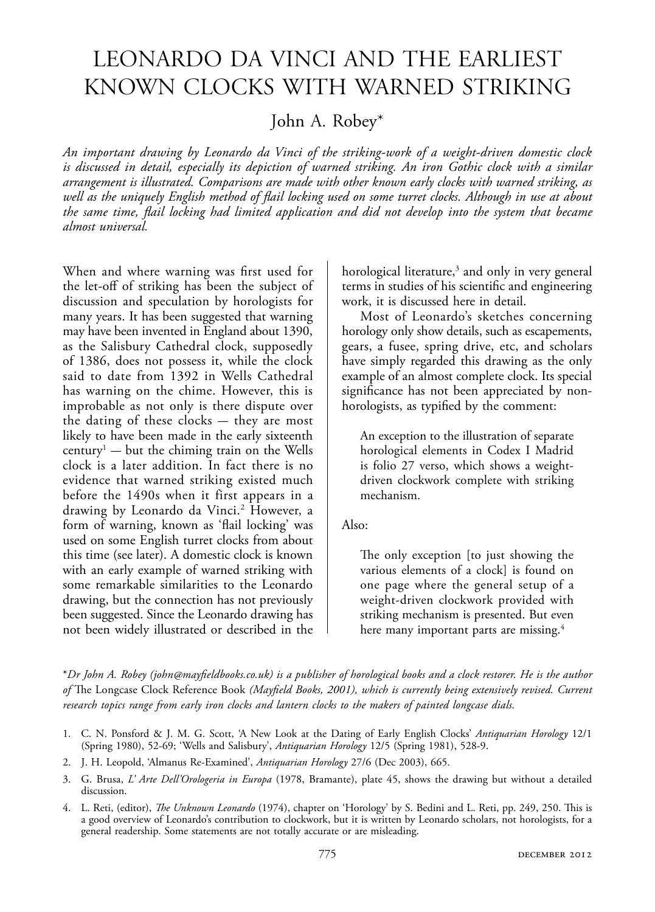# LEONARDO DA VINCI AND THE EARLIEST KNOWN CLOCKS WITH WARNED STRIKING

John A. Robey*

*An important drawing by Leonardo da Vinci of the striking-work of a weight-driven domestic clock is discussed in detail, especially its depiction of warned striking. An iron Gothic clock with a similar arrangement is illustrated. Comparisons are made with other known early clocks with warned striking, as well as the uniquely English method of flail locking used on some turret clocks. Although in use at about the same time, flail locking had limited application and did not develop into the system that became almost universal.*

When and where warning was first used for the let-off of striking has been the subject of discussion and speculation by horologists for many years. It has been suggested that warning may have been invented in England about 1390, as the Salisbury Cathedral clock, supposedly of 1386, does not possess it, while the clock said to date from 1392 in Wells Cathedral has warning on the chime. However, this is improbable as not only is there dispute over the dating of these clocks — they are most likely to have been made in the early sixteenth century[1] — but the chiming train on the Wells clock is a later addition. In fact there is no evidence that warned striking existed much before the 1490s when it first appears in a drawing by Leonardo da Vinci.[2] However, a form of warning, known as 'flail locking' was used on some English turret clocks from about this time (see later). A domestic clock is known with an early example of warned striking with some remarkable similarities to the Leonardo drawing, but the connection has not previously been suggested. Since the Leonardo drawing has not been widely illustrated or described in the horological literature,[3] and only in very general terms in studies of his scientific and engineering work, it is discussed here in detail.

Most of Leonardo's sketches concerning horology only show details, such as escapements, gears, a fusee, spring drive, etc, and scholars have simply regarded this drawing as the only example of an almost complete clock. Its special significance has not been appreciated by non-horologists, as typified by the comment:

> An exception to the illustration of separate horological elements in Codex I Madrid is folio 27 verso, which shows a weight-driven clockwork complete with striking mechanism.

Also:

> The only exception [to just showing the various elements of a clock] is found on one page where the general setup of a weight-driven clockwork provided with striking mechanism is presented. But even here many important parts are missing.[4]

*\*Dr John A. Robey (john@mayfieldbooks.co.uk) is a publisher of horological books and a clock restorer. He is the author of* The Longcase Clock Reference Book *(Mayfield Books, 2001), which is currently being extensively revised. Current research topics range from early iron clocks and lantern clocks to the makers of painted longcase dials.*

1. C. N. Ponsford & J. M. G. Scott, 'A New Look at the Dating of Early English Clocks' *Antiquarian Horology* 12/1 (Spring 1980), 52-69; 'Wells and Salisbury', *Antiquarian Horology* 12/5 (Spring 1981), 528-9.
2. J. H. Leopold, 'Almanus Re-Examined', *Antiquarian Horology* 27/6 (Dec 2003), 665.
3. G. Brusa, *L' Arte Dell'Orologeria in Europa* (1978, Bramante), plate 45, shows the drawing but without a detailed discussion.
4. L. Reti, (editor), *The Unknown Leonardo* (1974), chapter on 'Horology' by S. Bedini and L. Reti, pp. 249, 250. This is a good overview of Leonardo's contribution to clockwork, but it is written by Leonardo scholars, not horologists, for a general readership. Some statements are not totally accurate or are misleading.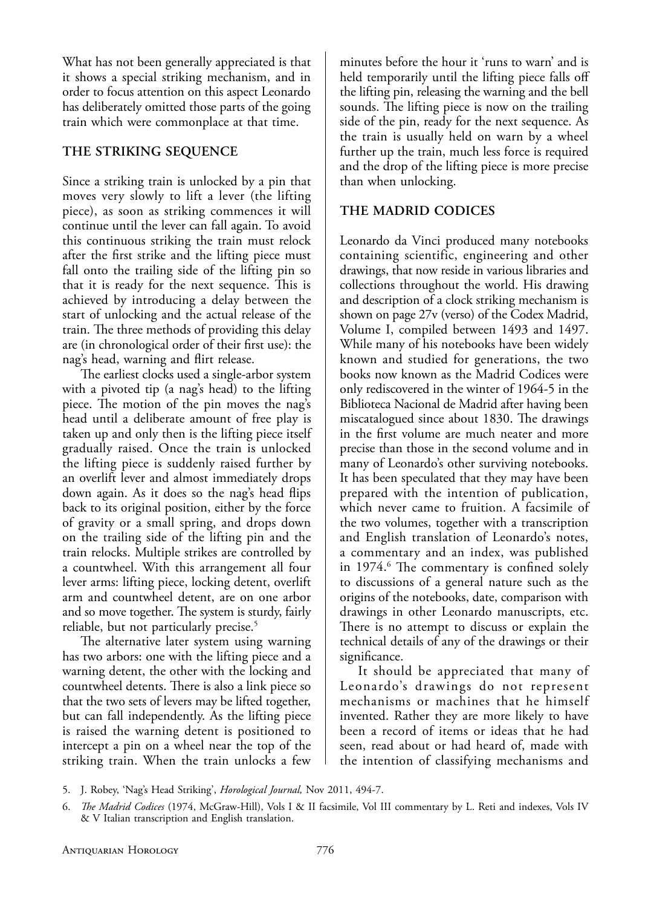What has not been generally appreciated is that it shows a special striking mechanism, and in order to focus attention on this aspect Leonardo has deliberately omitted those parts of the going train which were commonplace at that time.

## THE STRIKING SEQUENCE

Since a striking train is unlocked by a pin that moves very slowly to lift a lever (the lifting piece), as soon as striking commences it will continue until the lever can fall again. To avoid this continuous striking the train must relock after the first strike and the lifting piece must fall onto the trailing side of the lifting pin so that it is ready for the next sequence. This is achieved by introducing a delay between the start of unlocking and the actual release of the train. The three methods of providing this delay are (in chronological order of their first use): the nag's head, warning and flirt release.

The earliest clocks used a single-arbor system with a pivoted tip (a nag's head) to the lifting piece. The motion of the pin moves the nag's head until a deliberate amount of free play is taken up and only then is the lifting piece itself gradually raised. Once the train is unlocked the lifting piece is suddenly raised further by an overlift lever and almost immediately drops down again. As it does so the nag's head flips back to its original position, either by the force of gravity or a small spring, and drops down on the trailing side of the lifting pin and the train relocks. Multiple strikes are controlled by a countwheel. With this arrangement all four lever arms: lifting piece, locking detent, overlift arm and countwheel detent, are on one arbor and so move together. The system is sturdy, fairly reliable, but not particularly precise.[5]

The alternative later system using warning has two arbors: one with the lifting piece and a warning detent, the other with the locking and countwheel detents. There is also a link piece so that the two sets of levers may be lifted together, but can fall independently. As the lifting piece is raised the warning detent is positioned to intercept a pin on a wheel near the top of the striking train. When the train unlocks a few minutes before the hour it 'runs to warn' and is held temporarily until the lifting piece falls off the lifting pin, releasing the warning and the bell sounds. The lifting piece is now on the trailing side of the pin, ready for the next sequence. As the train is usually held on warn by a wheel further up the train, much less force is required and the drop of the lifting piece is more precise than when unlocking.

## THE MADRID CODICES

Leonardo da Vinci produced many notebooks containing scientific, engineering and other drawings, that now reside in various libraries and collections throughout the world. His drawing and description of a clock striking mechanism is shown on page 27v (verso) of the Codex Madrid, Volume I, compiled between 1493 and 1497. While many of his notebooks have been widely known and studied for generations, the two books now known as the Madrid Codices were only rediscovered in the winter of 1964-5 in the Biblioteca Nacional de Madrid after having been miscatalogued since about 1830. The drawings in the first volume are much neater and more precise than those in the second volume and in many of Leonardo's other surviving notebooks. It has been speculated that they may have been prepared with the intention of publication, which never came to fruition. A facsimile of the two volumes, together with a transcription and English translation of Leonardo's notes, a commentary and an index, was published in 1974.[6] The commentary is confined solely to discussions of a general nature such as the origins of the notebooks, date, comparison with drawings in other Leonardo manuscripts, etc. There is no attempt to discuss or explain the technical details of any of the drawings or their significance.

It should be appreciated that many of Leonardo's drawings do not represent mechanisms or machines that he himself invented. Rather they are more likely to have been a record of items or ideas that he had seen, read about or had heard of, made with the intention of classifying mechanisms and

5. J. Robey, 'Nag's Head Striking', *Horological Journal,* Nov 2011, 494-7.

6. *The Madrid Codices* (1974, McGraw-Hill), Vols I & II facsimile, Vol III commentary by L. Reti and indexes, Vols IV & V Italian transcription and English translation.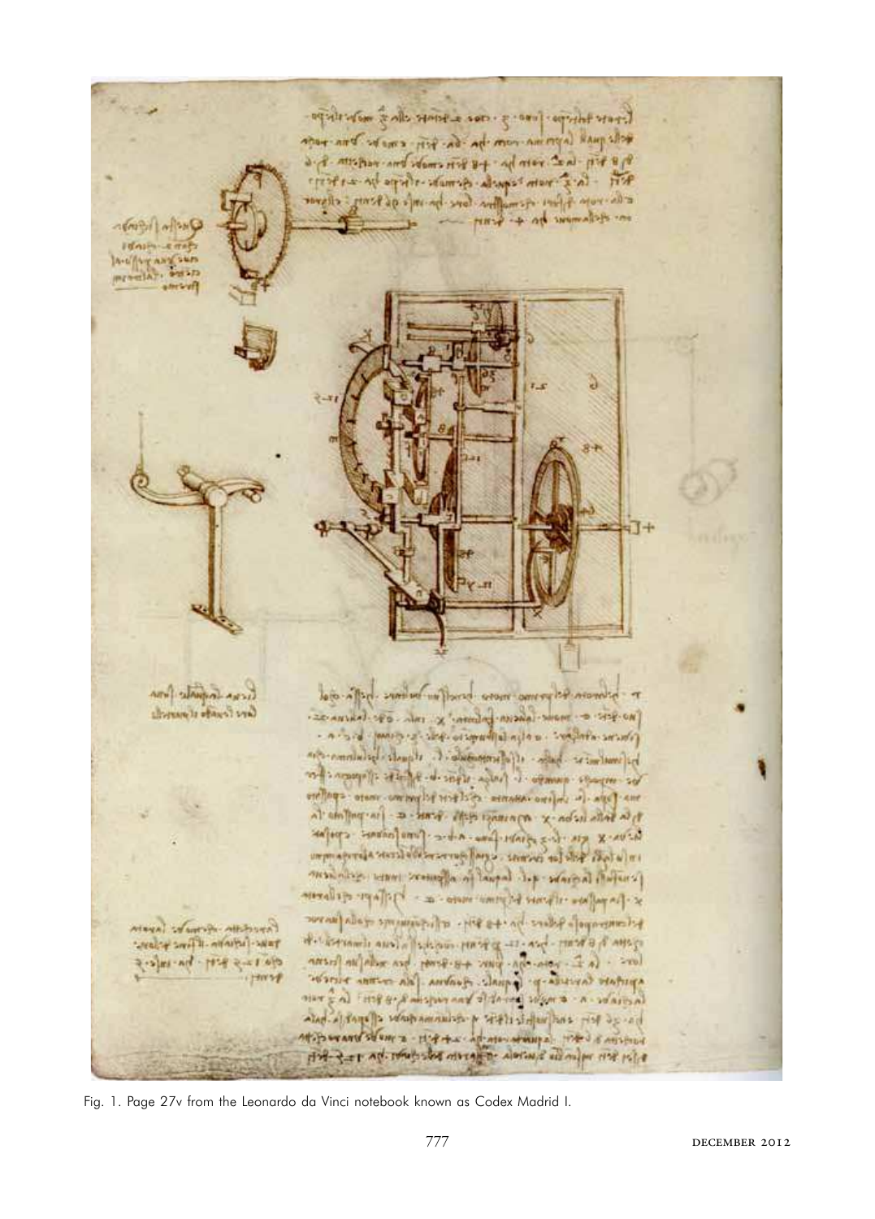Fig. 1. Page 27v from the Leonardo da Vinci notebook known as Codex Madrid I.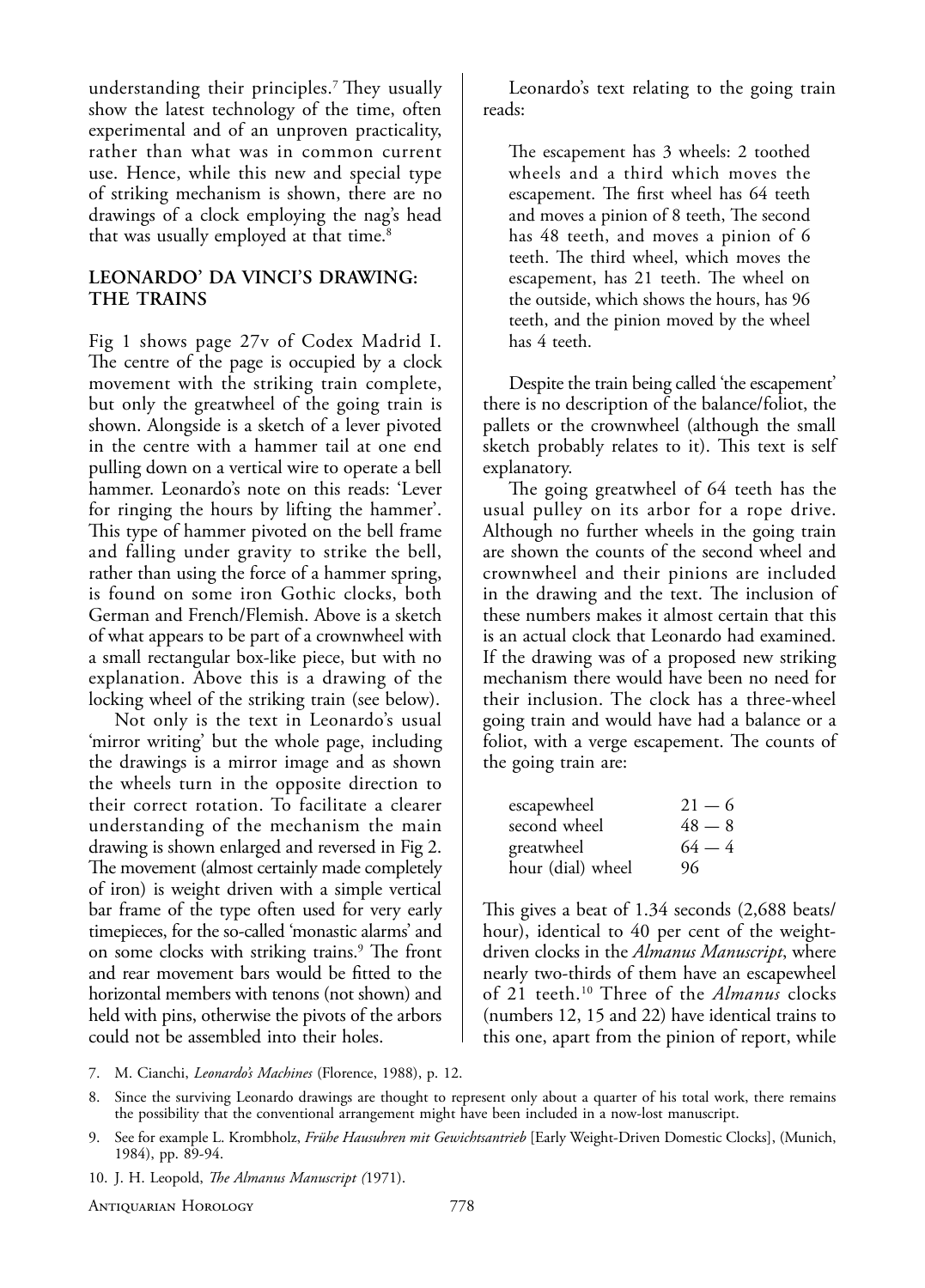understanding their principles.[7] They usually show the latest technology of the time, often experimental and of an unproven practicality, rather than what was in common current use. Hence, while this new and special type of striking mechanism is shown, there are no drawings of a clock employing the nag's head that was usually employed at that time.[8]

## LEONARDO' DA VINCI'S DRAWING: THE TRAINS

Fig 1 shows page 27v of Codex Madrid I. The centre of the page is occupied by a clock movement with the striking train complete, but only the greatwheel of the going train is shown. Alongside is a sketch of a lever pivoted in the centre with a hammer tail at one end pulling down on a vertical wire to operate a bell hammer. Leonardo's note on this reads: 'Lever for ringing the hours by lifting the hammer'. This type of hammer pivoted on the bell frame and falling under gravity to strike the bell, rather than using the force of a hammer spring, is found on some iron Gothic clocks, both German and French/Flemish. Above is a sketch of what appears to be part of a crownwheel with a small rectangular box-like piece, but with no explanation. Above this is a drawing of the locking wheel of the striking train (see below).

Not only is the text in Leonardo's usual 'mirror writing' but the whole page, including the drawings is a mirror image and as shown the wheels turn in the opposite direction to their correct rotation. To facilitate a clearer understanding of the mechanism the main drawing is shown enlarged and reversed in Fig 2. The movement (almost certainly made completely of iron) is weight driven with a simple vertical bar frame of the type often used for very early timepieces, for the so-called 'monastic alarms' and on some clocks with striking trains.[9] The front and rear movement bars would be fitted to the horizontal members with tenons (not shown) and held with pins, otherwise the pivots of the arbors could not be assembled into their holes.

Leonardo's text relating to the going train reads:

> The escapement has 3 wheels: 2 toothed wheels and a third which moves the escapement. The first wheel has 64 teeth and moves a pinion of 8 teeth, The second has 48 teeth, and moves a pinion of 6 teeth. The third wheel, which moves the escapement, has 21 teeth. The wheel on the outside, which shows the hours, has 96 teeth, and the pinion moved by the wheel has 4 teeth.

Despite the train being called 'the escapement' there is no description of the balance/foliot, the pallets or the crownwheel (although the small sketch probably relates to it). This text is self explanatory.

The going greatwheel of 64 teeth has the usual pulley on its arbor for a rope drive. Although no further wheels in the going train are shown the counts of the second wheel and crownwheel and their pinions are included in the drawing and the text. The inclusion of these numbers makes it almost certain that this is an actual clock that Leonardo had examined. If the drawing was of a proposed new striking mechanism there would have been no need for their inclusion. The clock has a three-wheel going train and would have had a balance or a foliot, with a verge escapement. The counts of the going train are:

| | |
|---|---|
| escapewheel | 21 — 6 |
| second wheel | 48 — 8 |
| greatwheel | 64 — 4 |
| hour (dial) wheel | 96 |

This gives a beat of 1.34 seconds (2,688 beats/hour), identical to 40 per cent of the weight-driven clocks in the *Almanus Manuscript*, where nearly two-thirds of them have an escapewheel of 21 teeth.[10] Three of the *Almanus* clocks (numbers 12, 15 and 22) have identical trains to this one, apart from the pinion of report, while

7. M. Cianchi, *Leonardo's Machines* (Florence, 1988), p. 12.

8. Since the surviving Leonardo drawings are thought to represent only about a quarter of his total work, there remains the possibility that the conventional arrangement might have been included in a now-lost manuscript.

9. See for example L. Krombholz, *Frühe Hausuhren mit Gewichtsantrieb* [Early Weight-Driven Domestic Clocks], (Munich, 1984), pp. 89-94.

10. J. H. Leopold, *The Almanus Manuscript (*1971).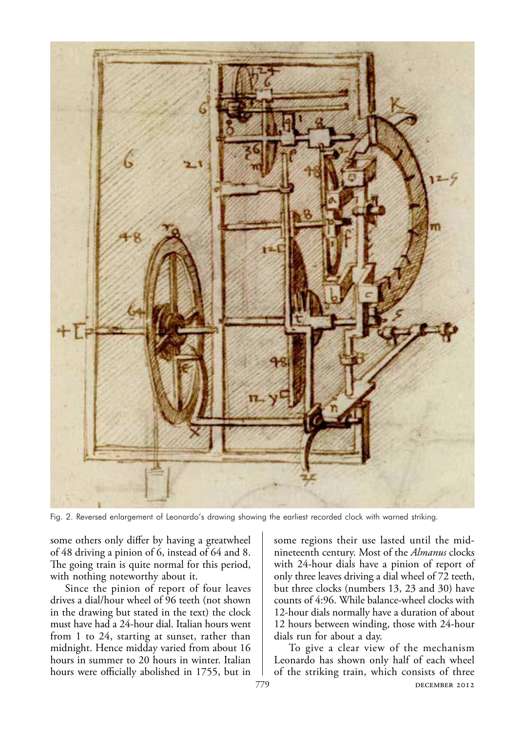Fig. 2. Reversed enlargement of Leonardo's drawing showing the earliest recorded clock with warned striking.

some others only differ by having a greatwheel of 48 driving a pinion of 6, instead of 64 and 8. The going train is quite normal for this period, with nothing noteworthy about it.

Since the pinion of report of four leaves drives a dial/hour wheel of 96 teeth (not shown in the drawing but stated in the text) the clock must have had a 24-hour dial. Italian hours went from 1 to 24, starting at sunset, rather than midnight. Hence midday varied from about 16 hours in summer to 20 hours in winter. Italian hours were officially abolished in 1755, but in some regions their use lasted until the mid-nineteenth century. Most of the *Almanus* clocks with 24-hour dials have a pinion of report of only three leaves driving a dial wheel of 72 teeth, but three clocks (numbers 13, 23 and 30) have counts of 4:96. While balance-wheel clocks with 12-hour dials normally have a duration of about 12 hours between winding, those with 24-hour dials run for about a day.

To give a clear view of the mechanism Leonardo has shown only half of each wheel of the striking train, which consists of three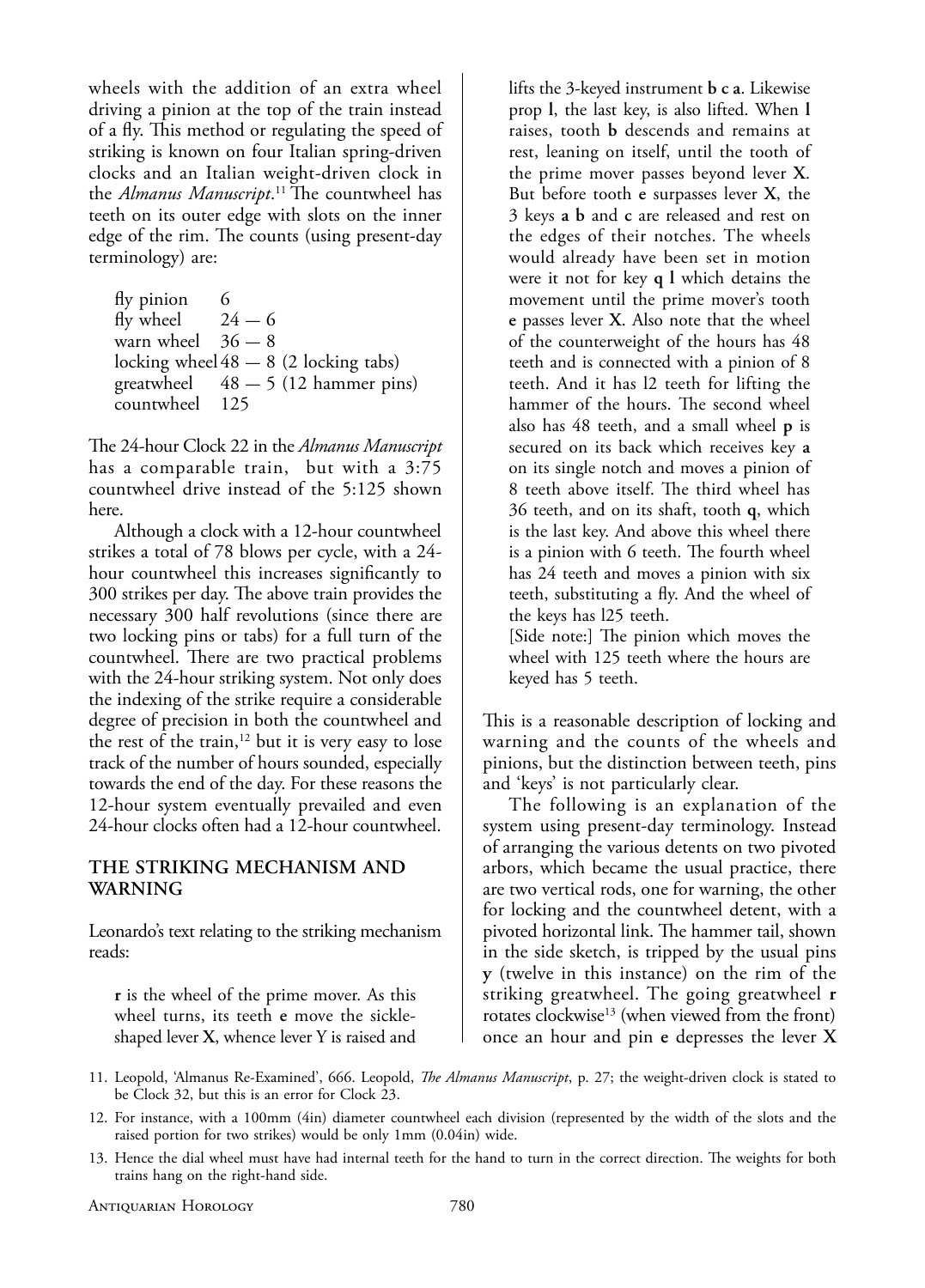wheels with the addition of an extra wheel driving a pinion at the top of the train instead of a fly. This method or regulating the speed of striking is known on four Italian spring-driven clocks and an Italian weight-driven clock in the *Almanus Manuscript*.[11] The countwheel has teeth on its outer edge with slots on the inner edge of the rim. The counts (using present-day terminology) are:

| | |
|---|---|
| fly pinion | 6 |
| fly wheel | 24 — 6 |
| warn wheel | 36 — 8 |
| locking wheel | 48 — 8 (2 locking tabs) |
| greatwheel | 48 — 5 (12 hammer pins) |
| countwheel | 125 |

The 24-hour Clock 22 in the *Almanus Manuscript* has a comparable train, but with a 3:75 countwheel drive instead of the 5:125 shown here.

Although a clock with a 12-hour countwheel strikes a total of 78 blows per cycle, with a 24-hour countwheel this increases significantly to 300 strikes per day. The above train provides the necessary 300 half revolutions (since there are two locking pins or tabs) for a full turn of the countwheel. There are two practical problems with the 24-hour striking system. Not only does the indexing of the strike require a considerable degree of precision in both the countwheel and the rest of the train,[12] but it is very easy to lose track of the number of hours sounded, especially towards the end of the day. For these reasons the 12-hour system eventually prevailed and even 24-hour clocks often had a 12-hour countwheel.

## THE STRIKING MECHANISM AND WARNING

Leonardo's text relating to the striking mechanism reads:

> **r** is the wheel of the prime mover. As this wheel turns, its teeth **e** move the sickle-shaped lever **X**, whence lever Y is raised and lifts the 3-keyed instrument **b c a**. Likewise prop **l**, the last key, is also lifted. When **l** raises, tooth **b** descends and remains at rest, leaning on itself, until the tooth of the prime mover passes beyond lever **X**. But before tooth **e** surpasses lever **X**, the 3 keys **a b** and **c** are released and rest on the edges of their notches. The wheels would already have been set in motion were it not for key **q l** which detains the movement until the prime mover's tooth **e** passes lever **X**. Also note that the wheel of the counterweight of the hours has 48 teeth and is connected with a pinion of 8 teeth. And it has l2 teeth for lifting the hammer of the hours. The second wheel also has 48 teeth, and a small wheel **p** is secured on its back which receives key **a** on its single notch and moves a pinion of 8 teeth above itself. The third wheel has 36 teeth, and on its shaft, tooth **q**, which is the last key. And above this wheel there is a pinion with 6 teeth. The fourth wheel has 24 teeth and moves a pinion with six teeth, substituting a fly. And the wheel of the keys has l25 teeth.
>
> [Side note:] The pinion which moves the wheel with 125 teeth where the hours are keyed has 5 teeth.

This is a reasonable description of locking and warning and the counts of the wheels and pinions, but the distinction between teeth, pins and 'keys' is not particularly clear.

The following is an explanation of the system using present-day terminology. Instead of arranging the various detents on two pivoted arbors, which became the usual practice, there are two vertical rods, one for warning, the other for locking and the countwheel detent, with a pivoted horizontal link. The hammer tail, shown in the side sketch, is tripped by the usual pins **y** (twelve in this instance) on the rim of the striking greatwheel. The going greatwheel **r** rotates clockwise[13] (when viewed from the front) once an hour and pin **e** depresses the lever **X**

11. Leopold, 'Almanus Re-Examined', 666. Leopold, *The Almanus Manuscript*, p. 27; the weight-driven clock is stated to be Clock 32, but this is an error for Clock 23.

12. For instance, with a 100mm (4in) diameter countwheel each division (represented by the width of the slots and the raised portion for two strikes) would be only 1mm (0.04in) wide.

13. Hence the dial wheel must have had internal teeth for the hand to turn in the correct direction. The weights for both trains hang on the right-hand side.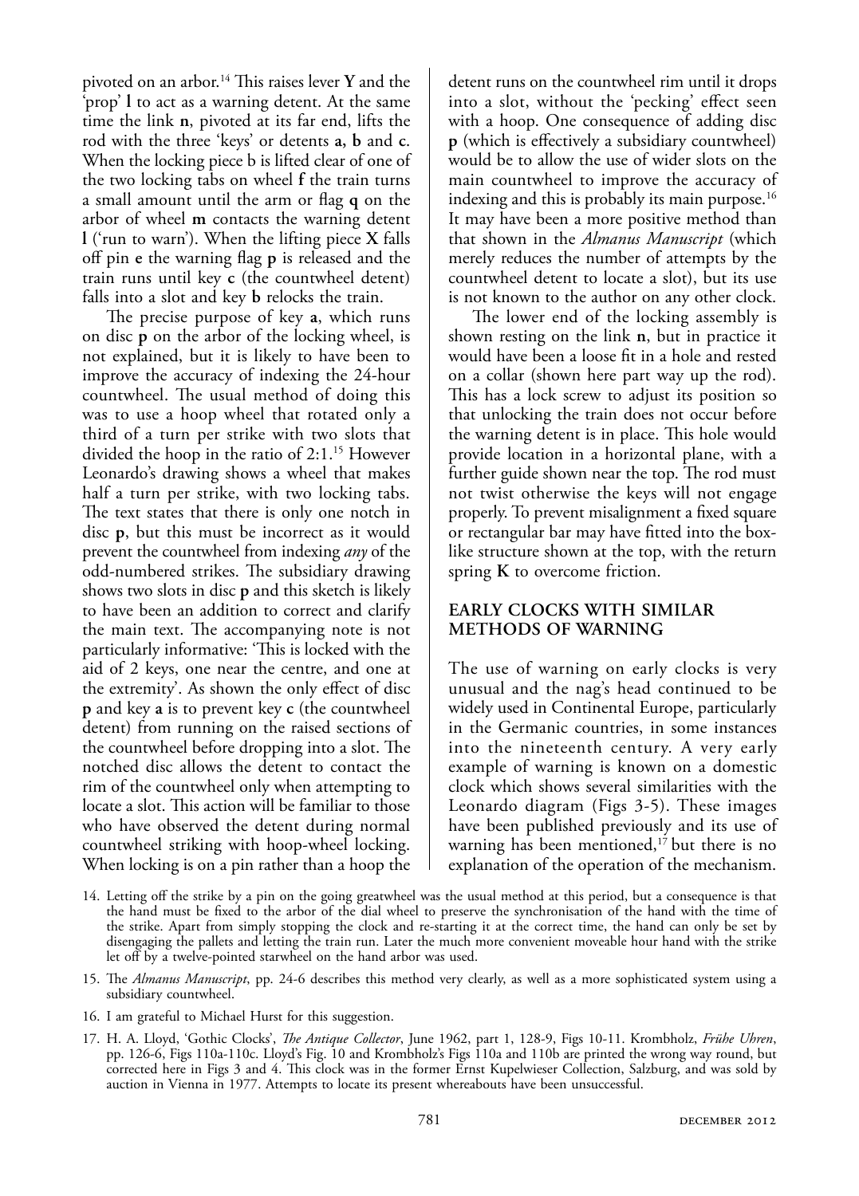pivoted on an arbor.[14] This raises lever **Y** and the 'prop' **l** to act as a warning detent. At the same time the link **n**, pivoted at its far end, lifts the rod with the three 'keys' or detents **a, b** and **c**. When the locking piece b is lifted clear of one of the two locking tabs on wheel **f** the train turns a small amount until the arm or flag **q** on the arbor of wheel **m** contacts the warning detent **l** ('run to warn'). When the lifting piece **X** falls off pin **e** the warning flag **p** is released and the train runs until key **c** (the countwheel detent) falls into a slot and key **b** relocks the train.

The precise purpose of key **a**, which runs on disc **p** on the arbor of the locking wheel, is not explained, but it is likely to have been to improve the accuracy of indexing the 24-hour countwheel. The usual method of doing this was to use a hoop wheel that rotated only a third of a turn per strike with two slots that divided the hoop in the ratio of 2:1.[15] However Leonardo's drawing shows a wheel that makes half a turn per strike, with two locking tabs. The text states that there is only one notch in disc **p**, but this must be incorrect as it would prevent the countwheel from indexing *any* of the odd-numbered strikes. The subsidiary drawing shows two slots in disc **p** and this sketch is likely to have been an addition to correct and clarify the main text. The accompanying note is not particularly informative: 'This is locked with the aid of 2 keys, one near the centre, and one at the extremity'. As shown the only effect of disc **p** and key **a** is to prevent key **c** (the countwheel detent) from running on the raised sections of the countwheel before dropping into a slot. The notched disc allows the detent to contact the rim of the countwheel only when attempting to locate a slot. This action will be familiar to those who have observed the detent during normal countwheel striking with hoop-wheel locking. When locking is on a pin rather than a hoop the detent runs on the countwheel rim until it drops into a slot, without the 'pecking' effect seen with a hoop. One consequence of adding disc **p** (which is effectively a subsidiary countwheel) would be to allow the use of wider slots on the main countwheel to improve the accuracy of indexing and this is probably its main purpose.[16] It may have been a more positive method than that shown in the *Almanus Manuscript* (which merely reduces the number of attempts by the countwheel detent to locate a slot), but its use is not known to the author on any other clock.

The lower end of the locking assembly is shown resting on the link **n**, but in practice it would have been a loose fit in a hole and rested on a collar (shown here part way up the rod). This has a lock screw to adjust its position so that unlocking the train does not occur before the warning detent is in place. This hole would provide location in a horizontal plane, with a further guide shown near the top. The rod must not twist otherwise the keys will not engage properly. To prevent misalignment a fixed square or rectangular bar may have fitted into the box-like structure shown at the top, with the return spring **K** to overcome friction.

## EARLY CLOCKS WITH SIMILAR METHODS OF WARNING

The use of warning on early clocks is very unusual and the nag's head continued to be widely used in Continental Europe, particularly in the Germanic countries, in some instances into the nineteenth century. A very early example of warning is known on a domestic clock which shows several similarities with the Leonardo diagram (Figs 3-5). These images have been published previously and its use of warning has been mentioned,[17] but there is no explanation of the operation of the mechanism.

14. Letting off the strike by a pin on the going greatwheel was the usual method at this period, but a consequence is that the hand must be fixed to the arbor of the dial wheel to preserve the synchronisation of the hand with the time of the strike. Apart from simply stopping the clock and re-starting it at the correct time, the hand can only be set by disengaging the pallets and letting the train run. Later the much more convenient moveable hour hand with the strike let off by a twelve-pointed starwheel on the hand arbor was used.

15. The *Almanus Manuscript*, pp. 24-6 describes this method very clearly, as well as a more sophisticated system using a subsidiary countwheel.

16. I am grateful to Michael Hurst for this suggestion.

17. H. A. Lloyd, 'Gothic Clocks', *The Antique Collector*, June 1962, part 1, 128-9, Figs 10-11. Krombholz, *Frühe Uhren*, pp. 126-6, Figs 110a-110c. Lloyd's Fig. 10 and Krombholz's Figs 110a and 110b are printed the wrong way round, but corrected here in Figs 3 and 4. This clock was in the former Ernst Kupelwieser Collection, Salzburg, and was sold by auction in Vienna in 1977. Attempts to locate its present whereabouts have been unsuccessful.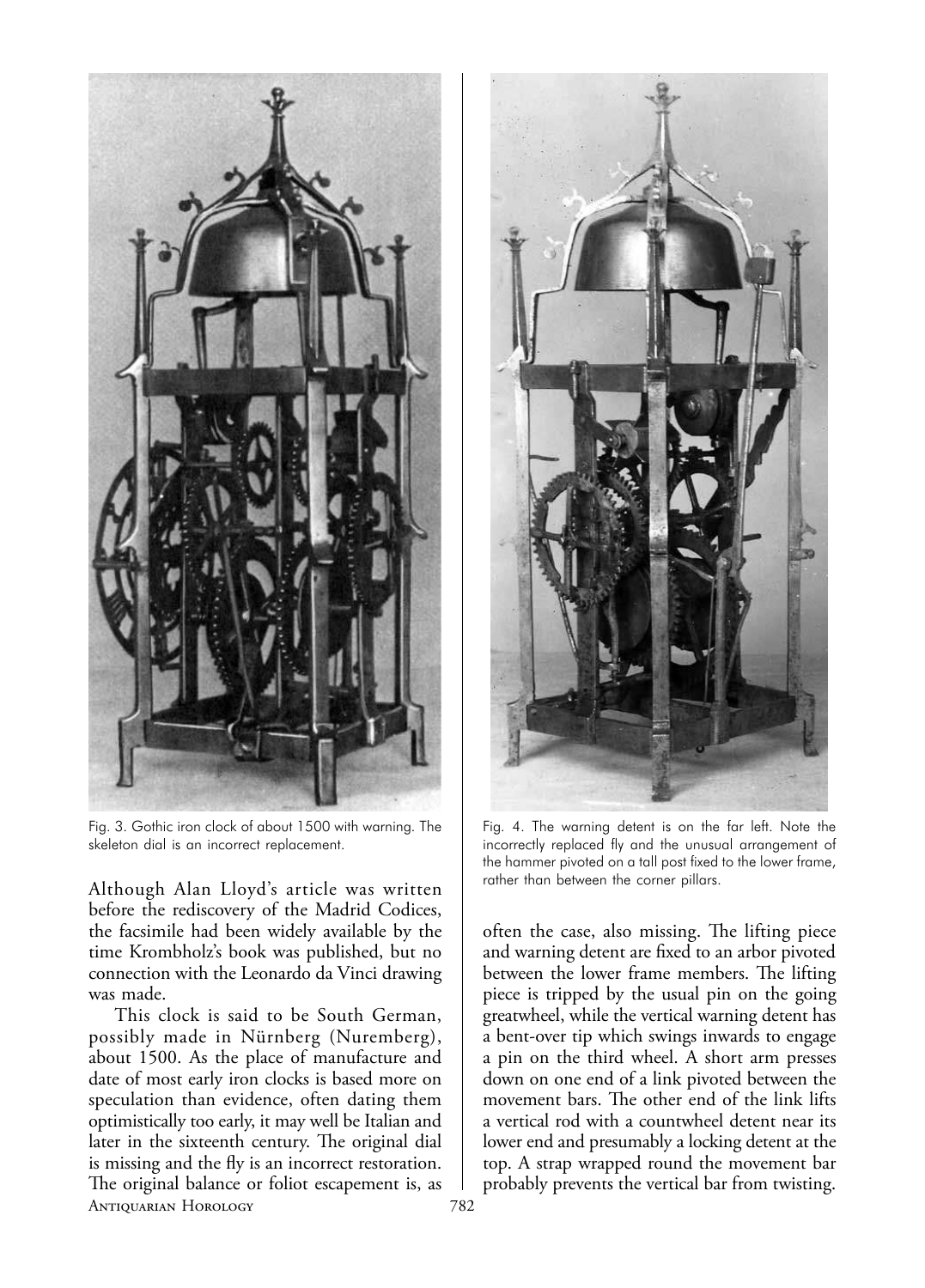Fig. 3. Gothic iron clock of about 1500 with warning. The skeleton dial is an incorrect replacement.

Fig. 4. The warning detent is on the far left. Note the incorrectly replaced fly and the unusual arrangement of the hammer pivoted on a tall post fixed to the lower frame, rather than between the corner pillars.

Although Alan Lloyd's article was written before the rediscovery of the Madrid Codices, the facsimile had been widely available by the time Krombholz's book was published, but no connection with the Leonardo da Vinci drawing was made.

This clock is said to be South German, possibly made in Nürnberg (Nuremberg), about 1500. As the place of manufacture and date of most early iron clocks is based more on speculation than evidence, often dating them optimistically too early, it may well be Italian and later in the sixteenth century. The original dial is missing and the fly is an incorrect restoration. The original balance or foliot escapement is, as often the case, also missing. The lifting piece and warning detent are fixed to an arbor pivoted between the lower frame members. The lifting piece is tripped by the usual pin on the going greatwheel, while the vertical warning detent has a bent-over tip which swings inwards to engage a pin on the third wheel. A short arm presses down on one end of a link pivoted between the movement bars. The other end of the link lifts a vertical rod with a countwheel detent near its lower end and presumably a locking detent at the top. A strap wrapped round the movement bar probably prevents the vertical bar from twisting.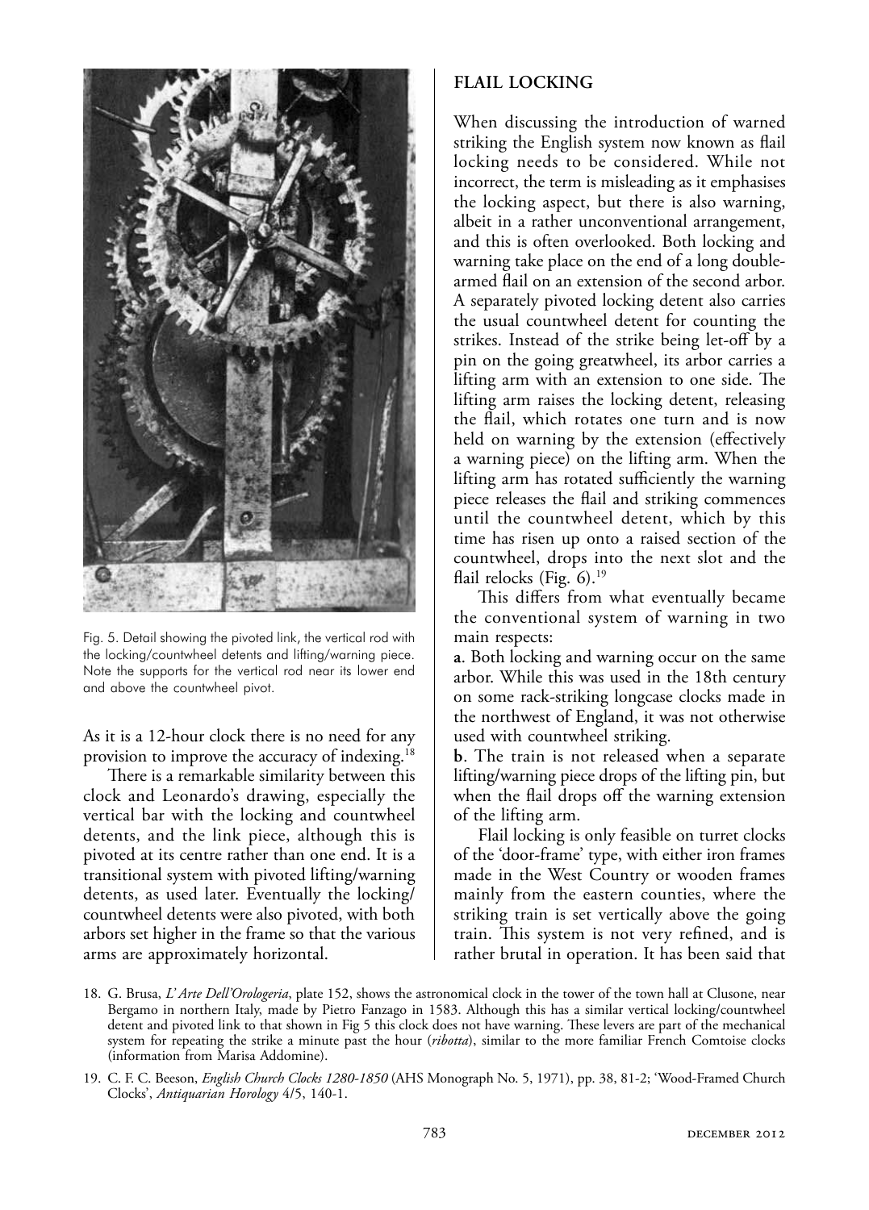Fig. 5. Detail showing the pivoted link, the vertical rod with the locking/countwheel detents and lifting/warning piece. Note the supports for the vertical rod near its lower end and above the countwheel pivot.

As it is a 12-hour clock there is no need for any provision to improve the accuracy of indexing.[18]

There is a remarkable similarity between this clock and Leonardo's drawing, especially the vertical bar with the locking and countwheel detents, and the link piece, although this is pivoted at its centre rather than one end. It is a transitional system with pivoted lifting/warning detents, as used later. Eventually the locking/countwheel detents were also pivoted, with both arbors set higher in the frame so that the various arms are approximately horizontal.

## FLAIL LOCKING

When discussing the introduction of warned striking the English system now known as flail locking needs to be considered. While not incorrect, the term is misleading as it emphasises the locking aspect, but there is also warning, albeit in a rather unconventional arrangement, and this is often overlooked. Both locking and warning take place on the end of a long double-armed flail on an extension of the second arbor. A separately pivoted locking detent also carries the usual countwheel detent for counting the strikes. Instead of the strike being let-off by a pin on the going greatwheel, its arbor carries a lifting arm with an extension to one side. The lifting arm raises the locking detent, releasing the flail, which rotates one turn and is now held on warning by the extension (effectively a warning piece) on the lifting arm. When the lifting arm has rotated sufficiently the warning piece releases the flail and striking commences until the countwheel detent, which by this time has risen up onto a raised section of the countwheel, drops into the next slot and the flail relocks (Fig. 6).[19]

This differs from what eventually became the conventional system of warning in two main respects:

**a**. Both locking and warning occur on the same arbor. While this was used in the 18th century on some rack-striking longcase clocks made in the northwest of England, it was not otherwise used with countwheel striking.

**b**. The train is not released when a separate lifting/warning piece drops of the lifting pin, but when the flail drops off the warning extension of the lifting arm.

Flail locking is only feasible on turret clocks of the 'door-frame' type, with either iron frames made in the West Country or wooden frames mainly from the eastern counties, where the striking train is set vertically above the going train. This system is not very refined, and is rather brutal in operation. It has been said that

18. G. Brusa, *L'Arte Dell'Orologeria*, plate 152, shows the astronomical clock in the tower of the town hall at Clusone, near Bergamo in northern Italy, made by Pietro Fanzago in 1583. Although this has a similar vertical locking/countwheel detent and pivoted link to that shown in Fig 5 this clock does not have warning. These levers are part of the mechanical system for repeating the strike a minute past the hour (*ribotta*), similar to the more familiar French Comtoise clocks (information from Marisa Addomine).

19. C. F. C. Beeson, *English Church Clocks 1280-1850* (AHS Monograph No. 5, 1971), pp. 38, 81-2; 'Wood-Framed Church Clocks', *Antiquarian Horology* 4/5, 140-1.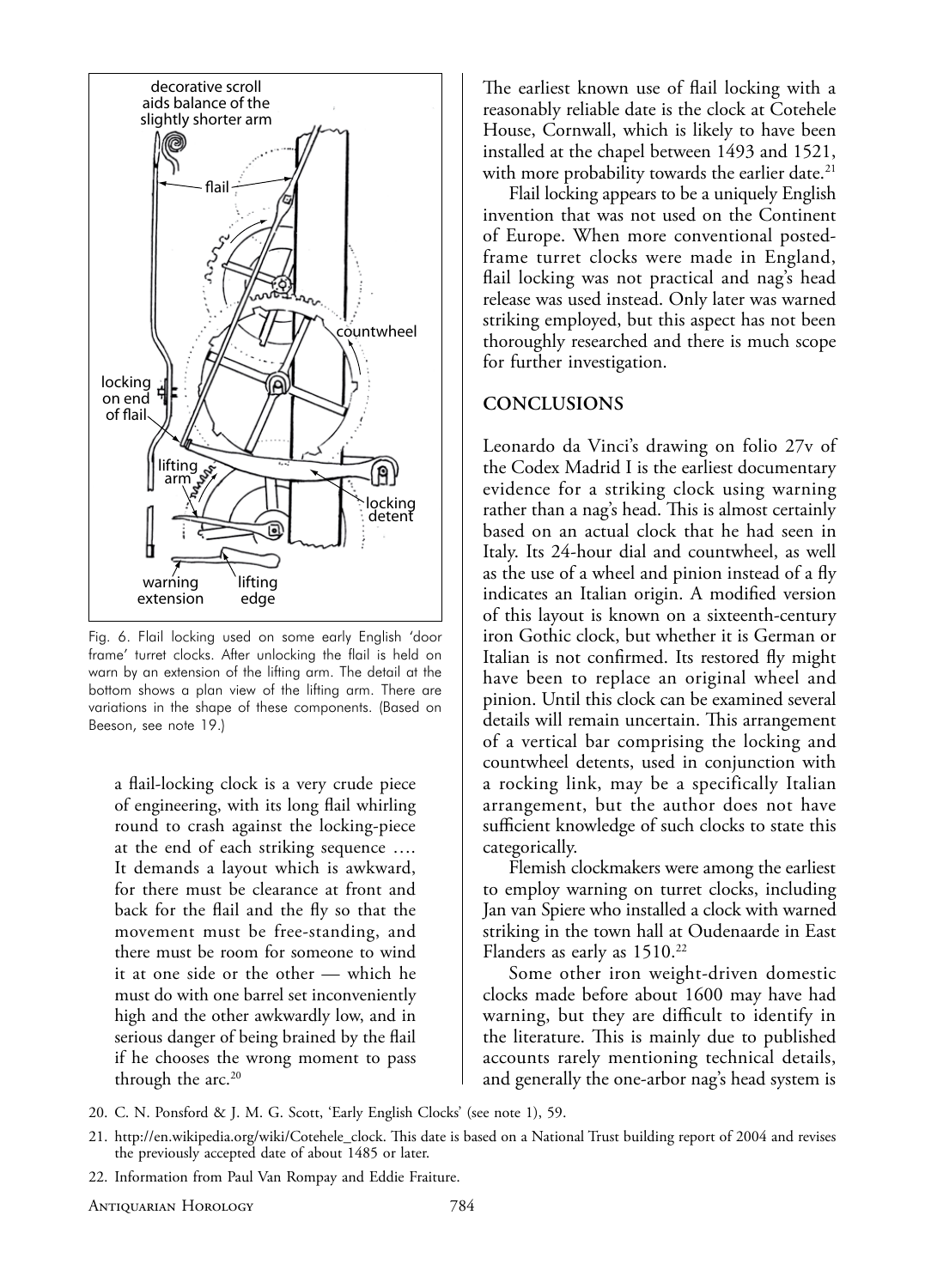Fig. 6. Flail locking used on some early English 'door frame' turret clocks. After unlocking the flail is held on warn by an extension of the lifting arm. The detail at the bottom shows a plan view of the lifting arm. There are variations in the shape of these components. (Based on Beeson, see note 19.)

> a flail-locking clock is a very crude piece of engineering, with its long flail whirling round to crash against the locking-piece at the end of each striking sequence …. It demands a layout which is awkward, for there must be clearance at front and back for the flail and the fly so that the movement must be free-standing, and there must be room for someone to wind it at one side or the other — which he must do with one barrel set inconveniently high and the other awkwardly low, and in serious danger of being brained by the flail if he chooses the wrong moment to pass through the arc.[20]

The earliest known use of flail locking with a reasonably reliable date is the clock at Cotehele House, Cornwall, which is likely to have been installed at the chapel between 1493 and 1521, with more probability towards the earlier date.[21]

Flail locking appears to be a uniquely English invention that was not used on the Continent of Europe. When more conventional posted-frame turret clocks were made in England, flail locking was not practical and nag's head release was used instead. Only later was warned striking employed, but this aspect has not been thoroughly researched and there is much scope for further investigation.

## CONCLUSIONS

Leonardo da Vinci's drawing on folio 27v of the Codex Madrid I is the earliest documentary evidence for a striking clock using warning rather than a nag's head. This is almost certainly based on an actual clock that he had seen in Italy. Its 24-hour dial and countwheel, as well as the use of a wheel and pinion instead of a fly indicates an Italian origin. A modified version of this layout is known on a sixteenth-century iron Gothic clock, but whether it is German or Italian is not confirmed. Its restored fly might have been to replace an original wheel and pinion. Until this clock can be examined several details will remain uncertain. This arrangement of a vertical bar comprising the locking and countwheel detents, used in conjunction with a rocking link, may be a specifically Italian arrangement, but the author does not have sufficient knowledge of such clocks to state this categorically.

Flemish clockmakers were among the earliest to employ warning on turret clocks, including Jan van Spiere who installed a clock with warned striking in the town hall at Oudenaarde in East Flanders as early as 1510.[22]

Some other iron weight-driven domestic clocks made before about 1600 may have had warning, but they are difficult to identify in the literature. This is mainly due to published accounts rarely mentioning technical details, and generally the one-arbor nag's head system is

20. C. N. Ponsford & J. M. G. Scott, 'Early English Clocks' (see note 1), 59.
21. http://en.wikipedia.org/wiki/Cotehele_clock. This date is based on a National Trust building report of 2004 and revises the previously accepted date of about 1485 or later.
22. Information from Paul Van Rompay and Eddie Fraiture.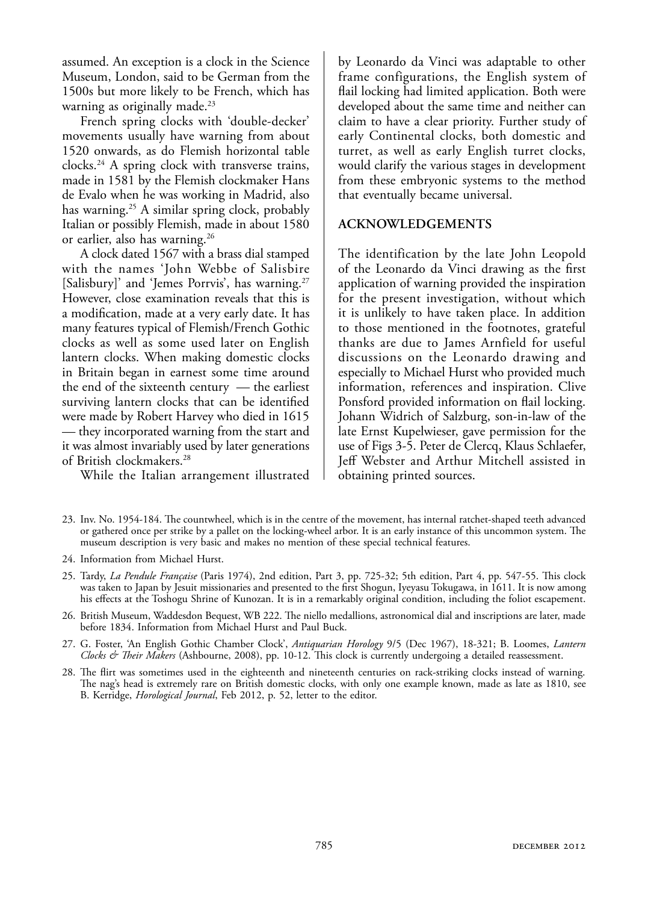assumed. An exception is a clock in the Science Museum, London, said to be German from the 1500s but more likely to be French, which has warning as originally made.[23]

French spring clocks with 'double-decker' movements usually have warning from about 1520 onwards, as do Flemish horizontal table clocks.[24] A spring clock with transverse trains, made in 1581 by the Flemish clockmaker Hans de Evalo when he was working in Madrid, also has warning.[25] A similar spring clock, probably Italian or possibly Flemish, made in about 1580 or earlier, also has warning.[26]

A clock dated 1567 with a brass dial stamped with the names 'John Webbe of Salisbire [Salisbury]' and 'Jemes Porrvis', has warning.[27] However, close examination reveals that this is a modification, made at a very early date. It has many features typical of Flemish/French Gothic clocks as well as some used later on English lantern clocks. When making domestic clocks in Britain began in earnest some time around the end of the sixteenth century — the earliest surviving lantern clocks that can be identified were made by Robert Harvey who died in 1615 — they incorporated warning from the start and it was almost invariably used by later generations of British clockmakers.[28]

While the Italian arrangement illustrated by Leonardo da Vinci was adaptable to other frame configurations, the English system of flail locking had limited application. Both were developed about the same time and neither can claim to have a clear priority. Further study of early Continental clocks, both domestic and turret, as well as early English turret clocks, would clarify the various stages in development from these embryonic systems to the method that eventually became universal.

## ACKNOWLEDGEMENTS

The identification by the late John Leopold of the Leonardo da Vinci drawing as the first application of warning provided the inspiration for the present investigation, without which it is unlikely to have taken place. In addition to those mentioned in the footnotes, grateful thanks are due to James Arnfield for useful discussions on the Leonardo drawing and especially to Michael Hurst who provided much information, references and inspiration. Clive Ponsford provided information on flail locking. Johann Widrich of Salzburg, son-in-law of the late Ernst Kupelwieser, gave permission for the use of Figs 3-5. Peter de Clercq, Klaus Schlaefer, Jeff Webster and Arthur Mitchell assisted in obtaining printed sources.

23. Inv. No. 1954-184. The countwheel, which is in the centre of the movement, has internal ratchet-shaped teeth advanced or gathered once per strike by a pallet on the locking-wheel arbor. It is an early instance of this uncommon system. The museum description is very basic and makes no mention of these special technical features.

24. Information from Michael Hurst.

25. Tardy, *La Pendule Française* (Paris 1974), 2nd edition, Part 3, pp. 725-32; 5th edition, Part 4, pp. 547-55. This clock was taken to Japan by Jesuit missionaries and presented to the first Shogun, Iyeyasu Tokugawa, in 1611. It is now among his effects at the Toshogu Shrine of Kunozan. It is in a remarkably original condition, including the foliot escapement.

26. British Museum, Waddesdon Bequest, WB 222. The niello medallions, astronomical dial and inscriptions are later, made before 1834. Information from Michael Hurst and Paul Buck.

27. G. Foster, 'An English Gothic Chamber Clock', *Antiquarian Horology* 9/5 (Dec 1967), 18-321; B. Loomes, *Lantern Clocks & Their Makers* (Ashbourne, 2008), pp. 10-12. This clock is currently undergoing a detailed reassessment.

28. The flirt was sometimes used in the eighteenth and nineteenth centuries on rack-striking clocks instead of warning. The nag's head is extremely rare on British domestic clocks, with only one example known, made as late as 1810, see B. Kerridge, *Horological Journal*, Feb 2012, p. 52, letter to the editor.